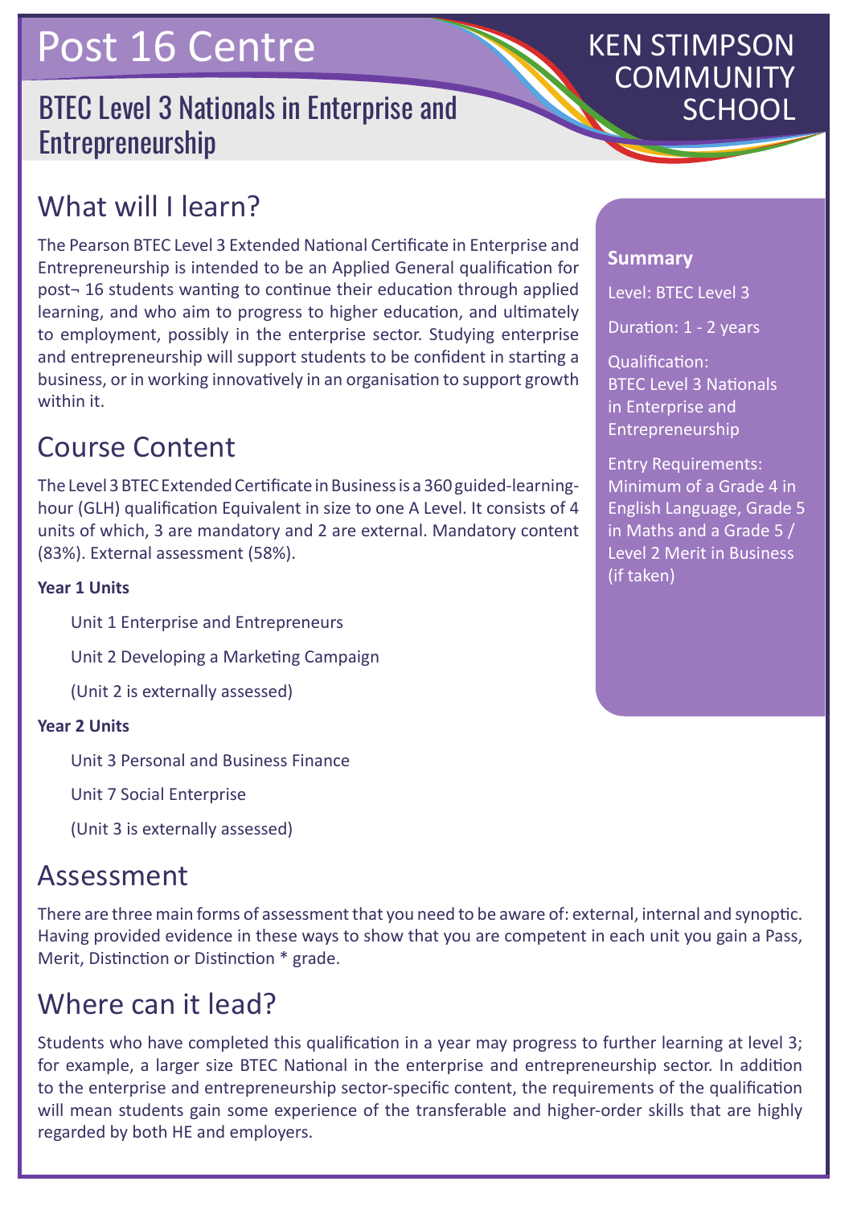# Post 16 Centre

KEN STIMPSON COMMUNITY SCHOOL

## BTEC Level 3 Nationals in Enterprise and Entrepreneurship

## What will I learn?

The Pearson BTEC Level 3 Extended National Certificate in Enterprise and Entrepreneurship is intended to be an Applied General qualification for post¬ 16 students wanting to continue their education through applied learning, and who aim to progress to higher education, and ultimately to employment, possibly in the enterprise sector. Studying enterprise and entrepreneurship will support students to be confident in starting a business, or in working innovatively in an organisation to support growth within it.

## Course Content

The Level 3 BTEC Extended Certificate in Business is a 360 guided-learning-hour (GLH) qualification Equivalent in size to one A Level. It consists of 4 units of which, 3 are mandatory and 2 are external. Mandatory content (83%). External assessment (58%).

**Year 1 Units**

Unit 1 Enterprise and Entrepreneurs

Unit 2 Developing a Marketing Campaign

(Unit 2 is externally assessed)

**Year 2 Units**

Unit 3 Personal and Business Finance

Unit 7 Social Enterprise

(Unit 3 is externally assessed)

**Summary**

Level: BTEC Level 3

Duration: 1 - 2 years

Qualification:
BTEC Level 3 Nationals in Enterprise and Entrepreneurship

Entry Requirements:
Minimum of a Grade 4 in English Language, Grade 5 in Maths and a Grade 5 / Level 2 Merit in Business (if taken)

## Assessment

There are three main forms of assessment that you need to be aware of: external, internal and synoptic. Having provided evidence in these ways to show that you are competent in each unit you gain a Pass, Merit, Distinction or Distinction * grade.

## Where can it lead?

Students who have completed this qualification in a year may progress to further learning at level 3; for example, a larger size BTEC National in the enterprise and entrepreneurship sector. In addition to the enterprise and entrepreneurship sector-specific content, the requirements of the qualification will mean students gain some experience of the transferable and higher-order skills that are highly regarded by both HE and employers.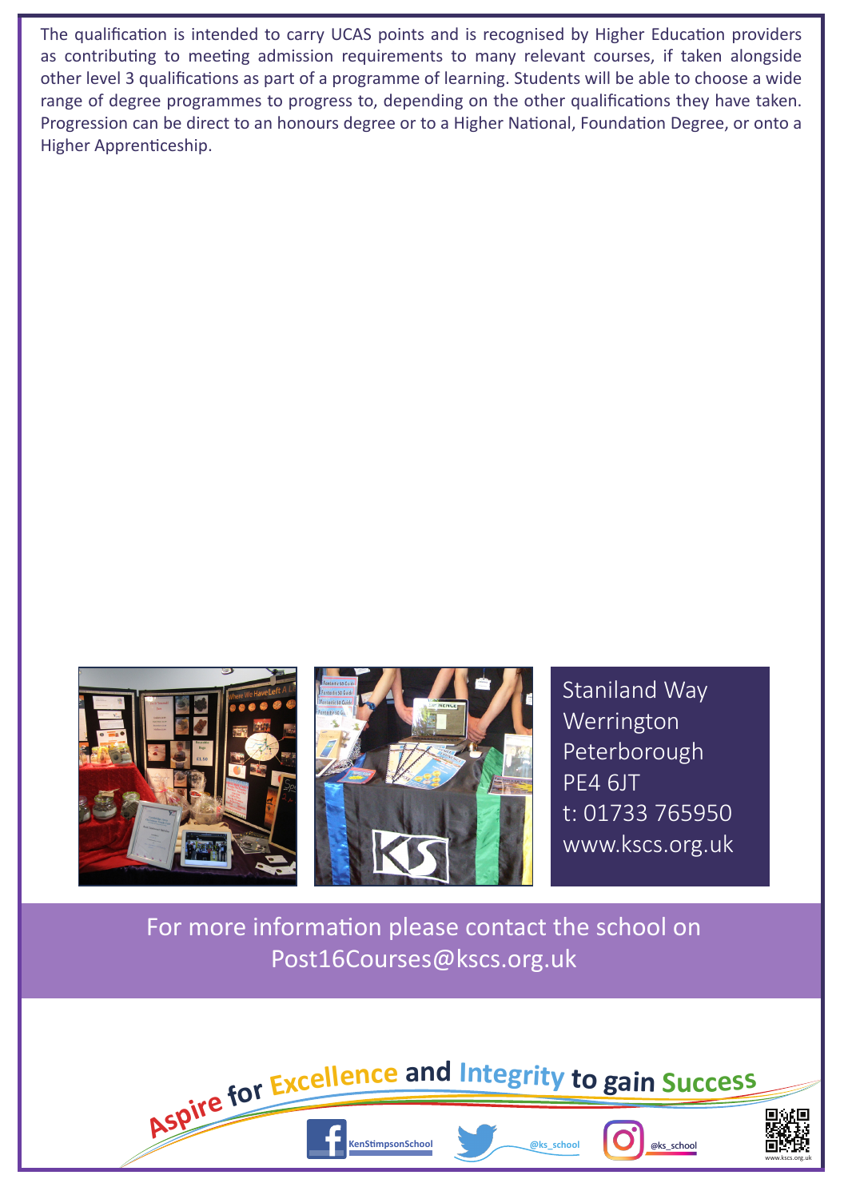The qualification is intended to carry UCAS points and is recognised by Higher Education providers as contributing to meeting admission requirements to many relevant courses, if taken alongside other level 3 qualifications as part of a programme of learning. Students will be able to choose a wide range of degree programmes to progress to, depending on the other qualifications they have taken. Progression can be direct to an honours degree or to a Higher National, Foundation Degree, or onto a Higher Apprenticeship.

Staniland Way
Werrington
Peterborough
PE4 6JT
t: 01733 765950
www.kscs.org.uk

For more information please contact the school on
Post16Courses@kscs.org.uk

Aspire for Excellence and Integrity to gain Success

KenStimpsonSchool

@ks_school

@ks_school

www.kscs.org.uk